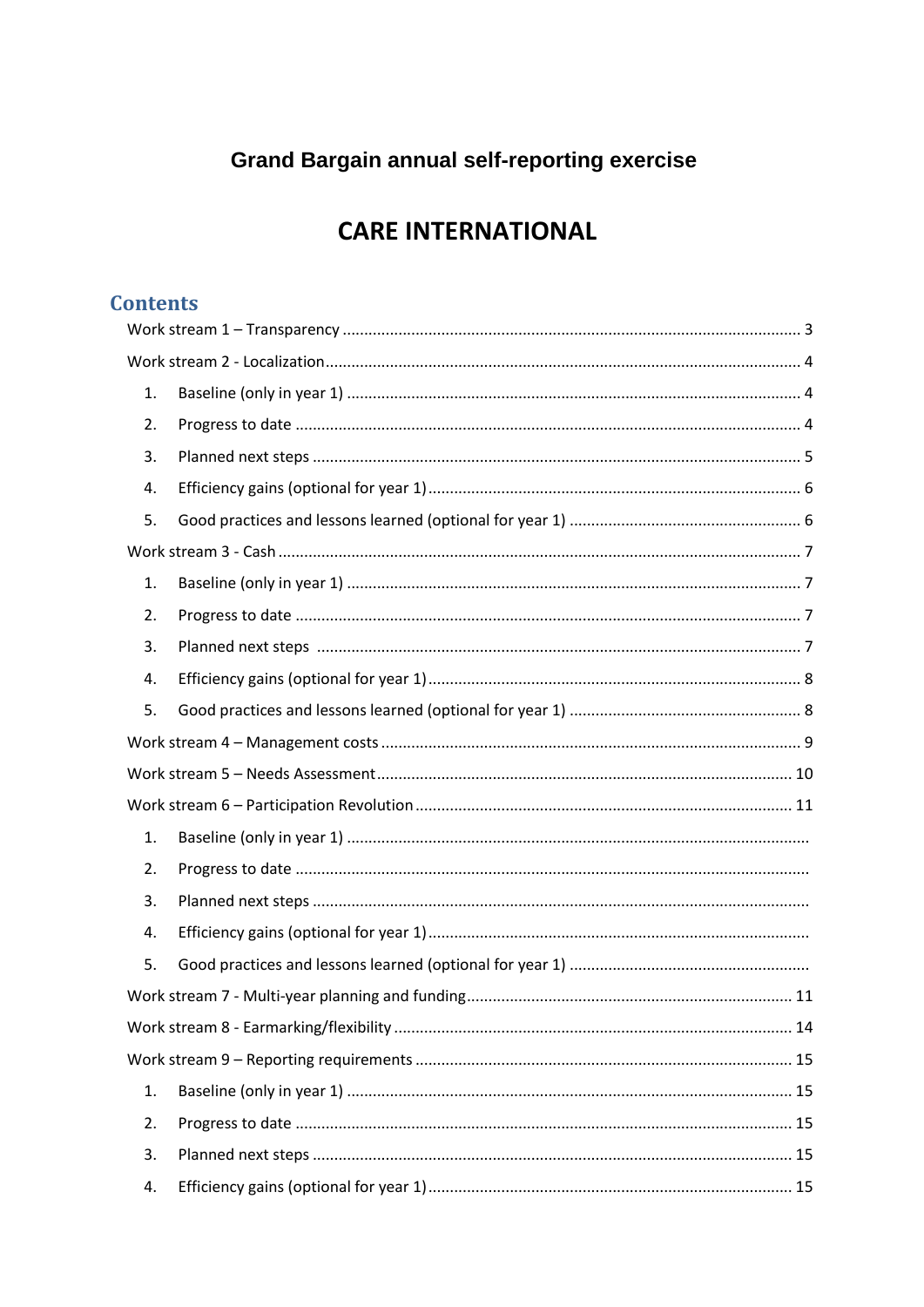# Grand Bargain annual self-reporting exercise

# CARE INTERNATIONAL

## Contents

Work stream 1 – Transparency ............................................................................................. 3

Work stream 2 - Localization ................................................................................................ 4

1. Baseline (only in year 1) ................................................................................................ 4
2. Progress to date ........................................................................................................... 4
3. Planned next steps ....................................................................................................... 5
4. Efficiency gains (optional for year 1) ............................................................................. 6
5. Good practices and lessons learned (optional for year 1) ............................................ 6

Work stream 3 - Cash ............................................................................................................ 7

1. Baseline (only in year 1) ................................................................................................ 7
2. Progress to date ........................................................................................................... 7
3. Planned next steps ....................................................................................................... 7
4. Efficiency gains (optional for year 1) ............................................................................. 8
5. Good practices and lessons learned (optional for year 1) ............................................ 8

Work stream 4 – Management costs .................................................................................... 9

Work stream 5 – Needs Assessment .................................................................................... 10

Work stream 6 – Participation Revolution ........................................................................... 11

1. Baseline (only in year 1) ................................................................................................
2. Progress to date ...........................................................................................................
3. Planned next steps .......................................................................................................
4. Efficiency gains (optional for year 1) .............................................................................
5. Good practices and lessons learned (optional for year 1) ............................................

Work stream 7 - Multi-year planning and funding ................................................................ 11

Work stream 8 - Earmarking/flexibility ................................................................................. 14

Work stream 9 – Reporting requirements ............................................................................ 15

1. Baseline (only in year 1) ................................................................................................ 15
2. Progress to date ........................................................................................................... 15
3. Planned next steps ....................................................................................................... 15
4. Efficiency gains (optional for year 1) ............................................................................. 15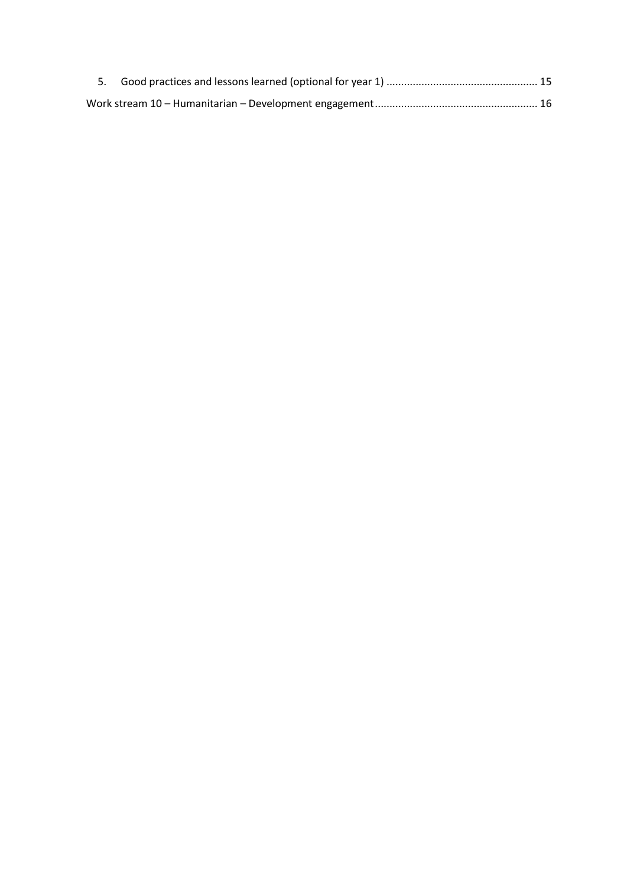5. Good practices and lessons learned (optional for year 1) .................................................... 15

Work stream 10 – Humanitarian – Development engagement........................................................ 16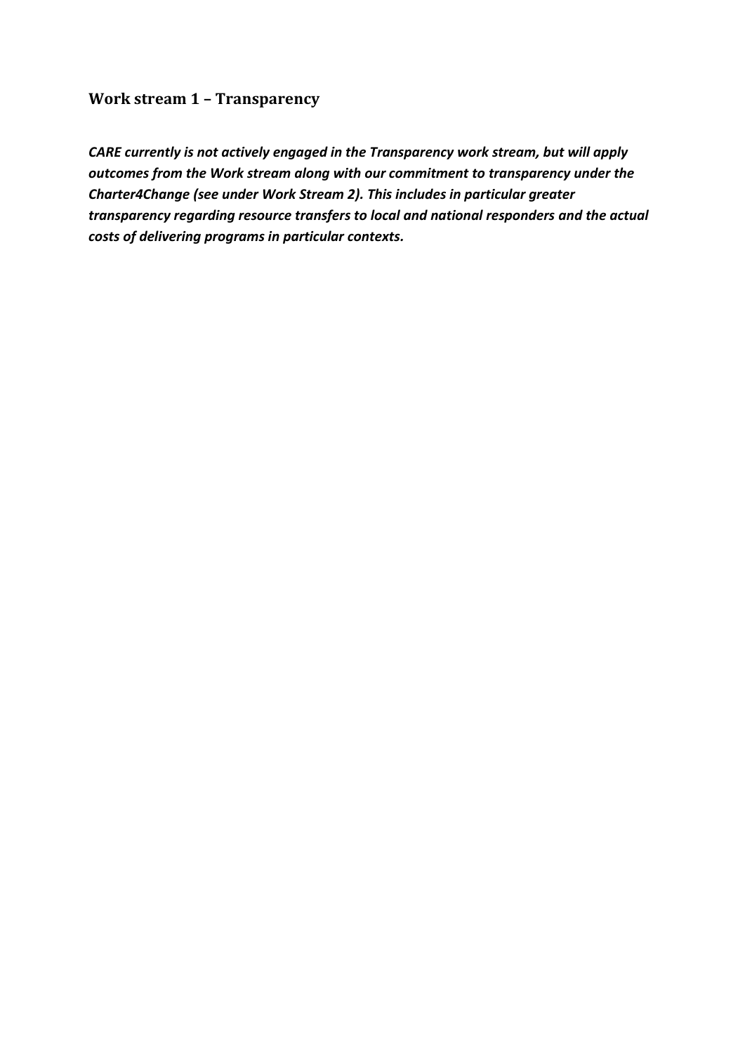## Work stream 1 – Transparency

***CARE currently is not actively engaged in the Transparency work stream, but will apply outcomes from the Work stream along with our commitment to transparency under the Charter4Change (see under Work Stream 2). This includes in particular greater transparency regarding resource transfers to local and national responders and the actual costs of delivering programs in particular contexts.***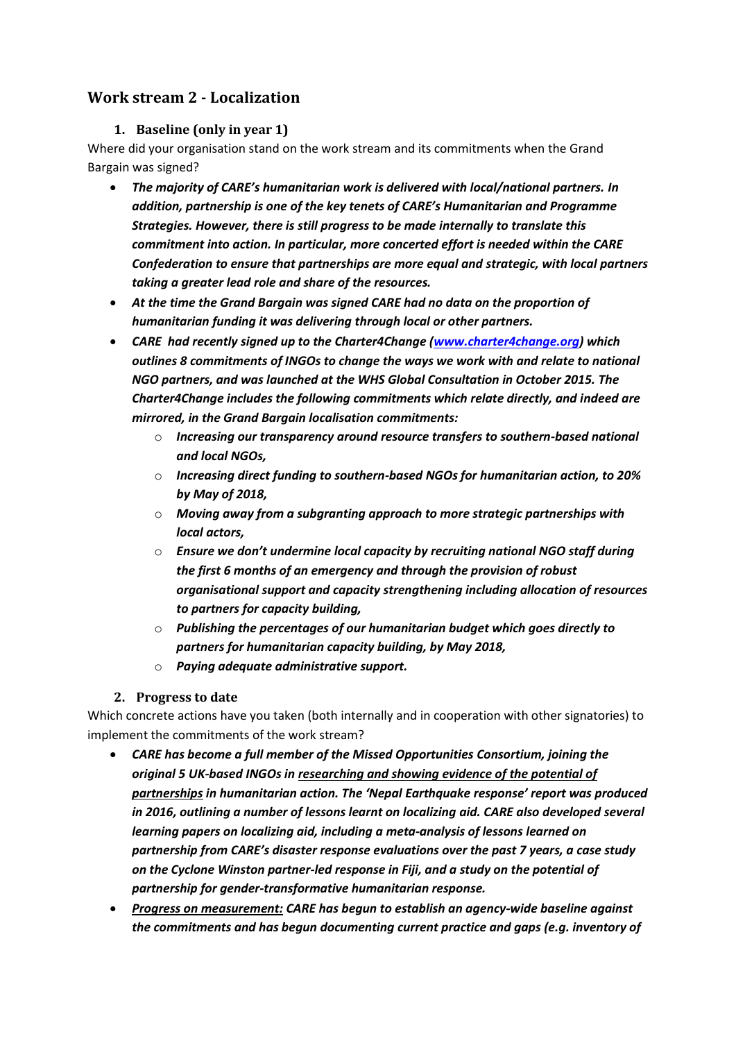## Work stream 2 - Localization

### 1. Baseline (only in year 1)

Where did your organisation stand on the work stream and its commitments when the Grand Bargain was signed?

- ***The majority of CARE's humanitarian work is delivered with local/national partners. In addition, partnership is one of the key tenets of CARE's Humanitarian and Programme Strategies. However, there is still progress to be made internally to translate this commitment into action. In particular, more concerted effort is needed within the CARE Confederation to ensure that partnerships are more equal and strategic, with local partners taking a greater lead role and share of the resources.***
- ***At the time the Grand Bargain was signed CARE had no data on the proportion of humanitarian funding it was delivering through local or other partners.***
- ***CARE had recently signed up to the Charter4Change (www.charter4change.org) which outlines 8 commitments of INGOs to change the ways we work with and relate to national NGO partners, and was launched at the WHS Global Consultation in October 2015. The Charter4Change includes the following commitments which relate directly, and indeed are mirrored, in the Grand Bargain localisation commitments:***
  - ***Increasing our transparency around resource transfers to southern-based national and local NGOs,***
  - ***Increasing direct funding to southern-based NGOs for humanitarian action, to 20% by May of 2018,***
  - ***Moving away from a subgranting approach to more strategic partnerships with local actors,***
  - ***Ensure we don't undermine local capacity by recruiting national NGO staff during the first 6 months of an emergency and through the provision of robust organisational support and capacity strengthening including allocation of resources to partners for capacity building,***
  - ***Publishing the percentages of our humanitarian budget which goes directly to partners for humanitarian capacity building, by May 2018,***
  - ***Paying adequate administrative support.***

### 2. Progress to date

Which concrete actions have you taken (both internally and in cooperation with other signatories) to implement the commitments of the work stream?

- ***CARE has become a full member of the Missed Opportunities Consortium, joining the original 5 UK-based INGOs in researching and showing evidence of the potential of partnerships in humanitarian action. The 'Nepal Earthquake response' report was produced in 2016, outlining a number of lessons learnt on localizing aid. CARE also developed several learning papers on localizing aid, including a meta-analysis of lessons learned on partnership from CARE's disaster response evaluations over the past 7 years, a case study on the Cyclone Winston partner-led response in Fiji, and a study on the potential of partnership for gender-transformative humanitarian response.***
- ***Progress on measurement: CARE has begun to establish an agency-wide baseline against the commitments and has begun documenting current practice and gaps (e.g. inventory of***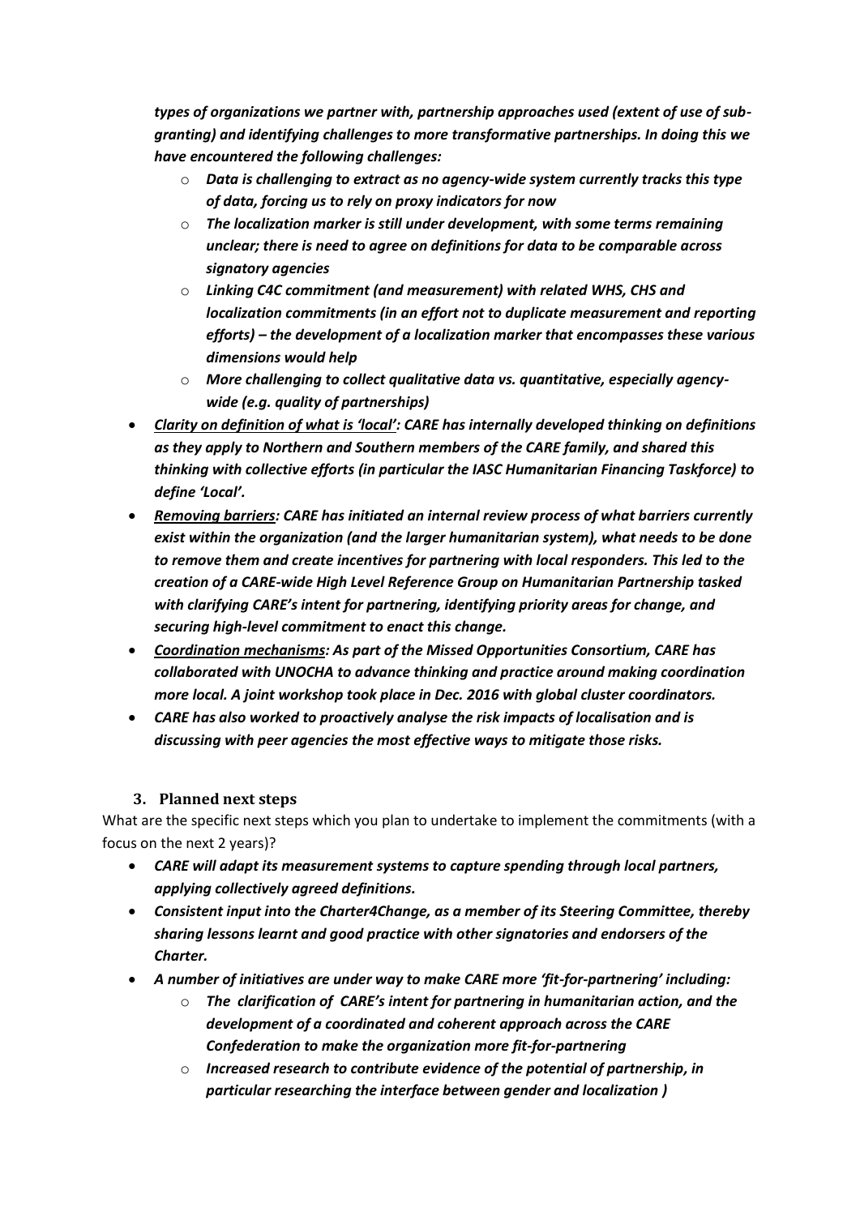***types of organizations we partner with, partnership approaches used (extent of use of sub-granting) and identifying challenges to more transformative partnerships. In doing this we have encountered the following challenges:***

- ***Data is challenging to extract as no agency-wide system currently tracks this type of data, forcing us to rely on proxy indicators for now***
- ***The localization marker is still under development, with some terms remaining unclear; there is need to agree on definitions for data to be comparable across signatory agencies***
- ***Linking C4C commitment (and measurement) with related WHS, CHS and localization commitments (in an effort not to duplicate measurement and reporting efforts) – the development of a localization marker that encompasses these various dimensions would help***
- ***More challenging to collect qualitative data vs. quantitative, especially agency-wide (e.g. quality of partnerships)***

- ***<u>Clarity on definition of what is 'local'</u>: CARE has internally developed thinking on definitions as they apply to Northern and Southern members of the CARE family, and shared this thinking with collective efforts (in particular the IASC Humanitarian Financing Taskforce) to define 'Local'.***
- ***<u>Removing barriers</u>: CARE has initiated an internal review process of what barriers currently exist within the organization (and the larger humanitarian system), what needs to be done to remove them and create incentives for partnering with local responders. This led to the creation of a CARE-wide High Level Reference Group on Humanitarian Partnership tasked with clarifying CARE's intent for partnering, identifying priority areas for change, and securing high-level commitment to enact this change.***
- ***<u>Coordination mechanisms</u>: As part of the Missed Opportunities Consortium, CARE has collaborated with UNOCHA to advance thinking and practice around making coordination more local. A joint workshop took place in Dec. 2016 with global cluster coordinators.***
- ***CARE has also worked to proactively analyse the risk impacts of localisation and is discussing with peer agencies the most effective ways to mitigate those risks.***

## 3. Planned next steps

What are the specific next steps which you plan to undertake to implement the commitments (with a focus on the next 2 years)?

- ***CARE will adapt its measurement systems to capture spending through local partners, applying collectively agreed definitions.***
- ***Consistent input into the Charter4Change, as a member of its Steering Committee, thereby sharing lessons learnt and good practice with other signatories and endorsers of the Charter.***
- ***A number of initiatives are under way to make CARE more 'fit-for-partnering' including:***
    - ***The clarification of CARE's intent for partnering in humanitarian action, and the development of a coordinated and coherent approach across the CARE Confederation to make the organization more fit-for-partnering***
    - ***Increased research to contribute evidence of the potential of partnership, in particular researching the interface between gender and localization )***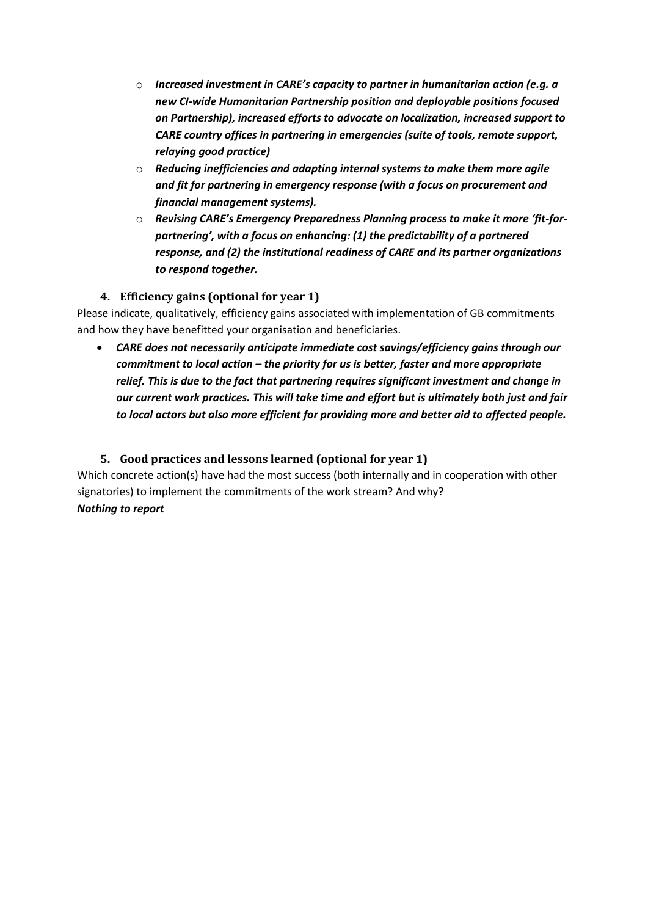- ***Increased investment in CARE's capacity to partner in humanitarian action (e.g. a new CI-wide Humanitarian Partnership position and deployable positions focused on Partnership), increased efforts to advocate on localization, increased support to CARE country offices in partnering in emergencies (suite of tools, remote support, relaying good practice)***
- ***Reducing inefficiencies and adapting internal systems to make them more agile and fit for partnering in emergency response (with a focus on procurement and financial management systems).***
- ***Revising CARE's Emergency Preparedness Planning process to make it more 'fit-for-partnering', with a focus on enhancing: (1) the predictability of a partnered response, and (2) the institutional readiness of CARE and its partner organizations to respond together.***

### 4. Efficiency gains (optional for year 1)

Please indicate, qualitatively, efficiency gains associated with implementation of GB commitments and how they have benefitted your organisation and beneficiaries.

- ***CARE does not necessarily anticipate immediate cost savings/efficiency gains through our commitment to local action – the priority for us is better, faster and more appropriate relief. This is due to the fact that partnering requires significant investment and change in our current work practices. This will take time and effort but is ultimately both just and fair to local actors but also more efficient for providing more and better aid to affected people.***

### 5. Good practices and lessons learned (optional for year 1)

Which concrete action(s) have had the most success (both internally and in cooperation with other signatories) to implement the commitments of the work stream? And why?

***Nothing to report***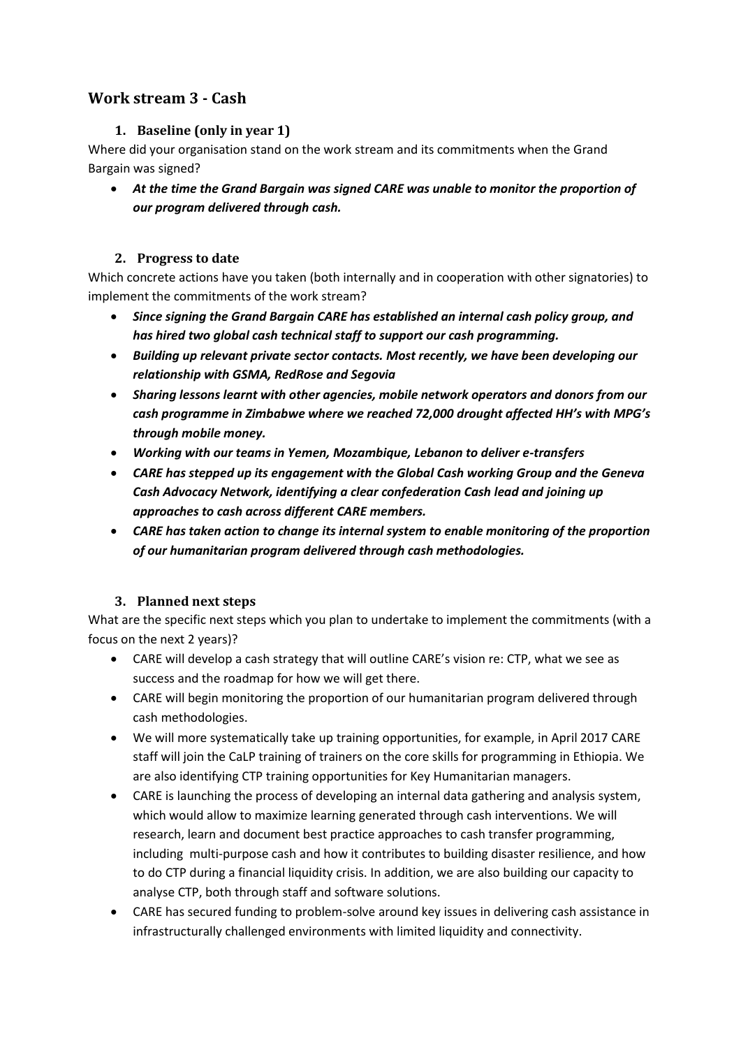## Work stream 3 - Cash

### 1. Baseline (only in year 1)

Where did your organisation stand on the work stream and its commitments when the Grand Bargain was signed?

- ***At the time the Grand Bargain was signed CARE was unable to monitor the proportion of our program delivered through cash.***

### 2. Progress to date

Which concrete actions have you taken (both internally and in cooperation with other signatories) to implement the commitments of the work stream?

- ***Since signing the Grand Bargain CARE has established an internal cash policy group, and has hired two global cash technical staff to support our cash programming.***
- ***Building up relevant private sector contacts. Most recently, we have been developing our relationship with GSMA, RedRose and Segovia***
- ***Sharing lessons learnt with other agencies, mobile network operators and donors from our cash programme in Zimbabwe where we reached 72,000 drought affected HH's with MPG's through mobile money.***
- ***Working with our teams in Yemen, Mozambique, Lebanon to deliver e-transfers***
- ***CARE has stepped up its engagement with the Global Cash working Group and the Geneva Cash Advocacy Network, identifying a clear confederation Cash lead and joining up approaches to cash across different CARE members.***
- ***CARE has taken action to change its internal system to enable monitoring of the proportion of our humanitarian program delivered through cash methodologies.***

### 3. Planned next steps

What are the specific next steps which you plan to undertake to implement the commitments (with a focus on the next 2 years)?

- CARE will develop a cash strategy that will outline CARE's vision re: CTP, what we see as success and the roadmap for how we will get there.
- CARE will begin monitoring the proportion of our humanitarian program delivered through cash methodologies.
- We will more systematically take up training opportunities, for example, in April 2017 CARE staff will join the CaLP training of trainers on the core skills for programming in Ethiopia. We are also identifying CTP training opportunities for Key Humanitarian managers.
- CARE is launching the process of developing an internal data gathering and analysis system, which would allow to maximize learning generated through cash interventions. We will research, learn and document best practice approaches to cash transfer programming, including multi-purpose cash and how it contributes to building disaster resilience, and how to do CTP during a financial liquidity crisis. In addition, we are also building our capacity to analyse CTP, both through staff and software solutions.
- CARE has secured funding to problem-solve around key issues in delivering cash assistance in infrastructurally challenged environments with limited liquidity and connectivity.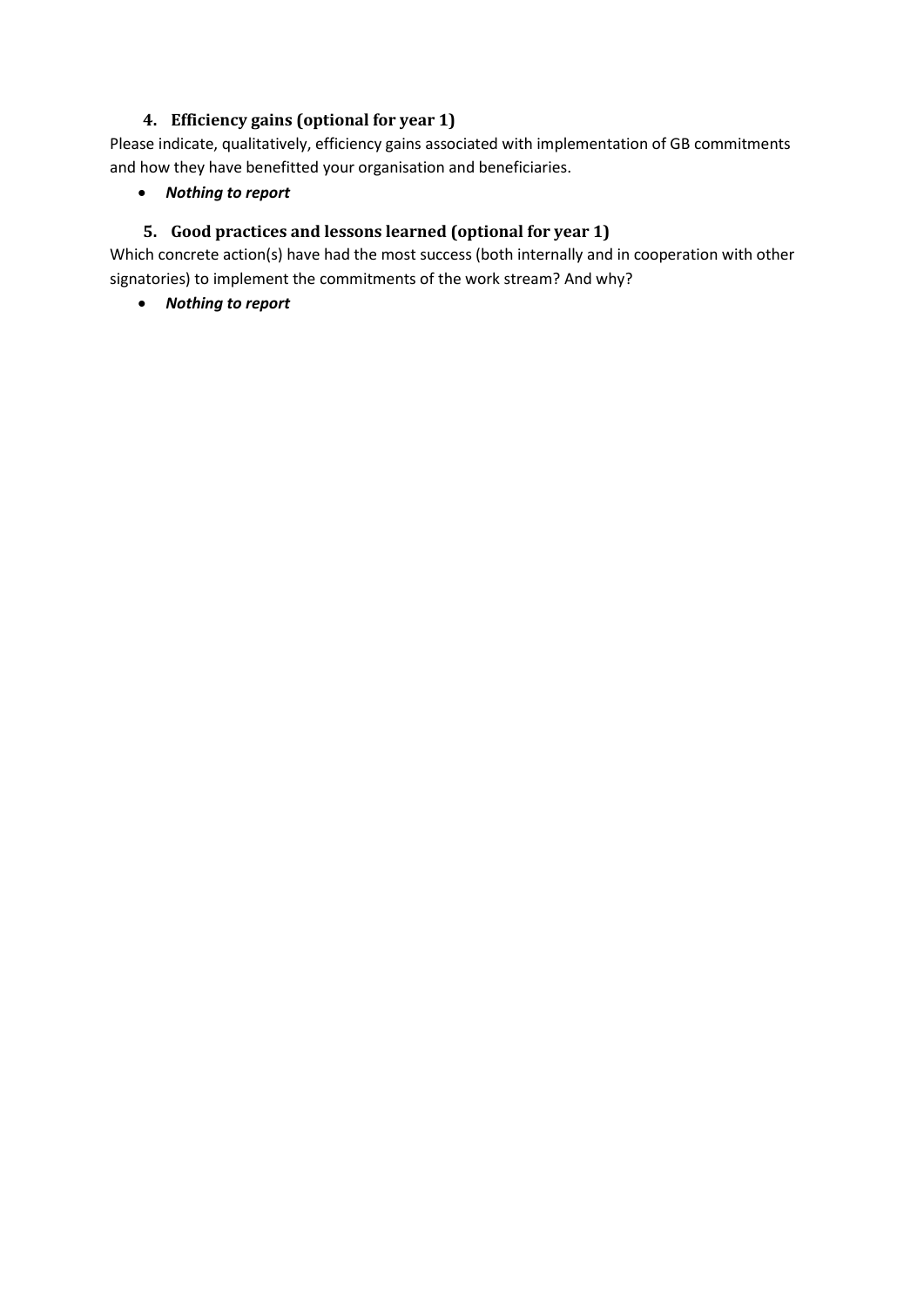### 4. Efficiency gains (optional for year 1)

Please indicate, qualitatively, efficiency gains associated with implementation of GB commitments and how they have benefitted your organisation and beneficiaries.

- ***Nothing to report***

### 5. Good practices and lessons learned (optional for year 1)

Which concrete action(s) have had the most success (both internally and in cooperation with other signatories) to implement the commitments of the work stream? And why?

- ***Nothing to report***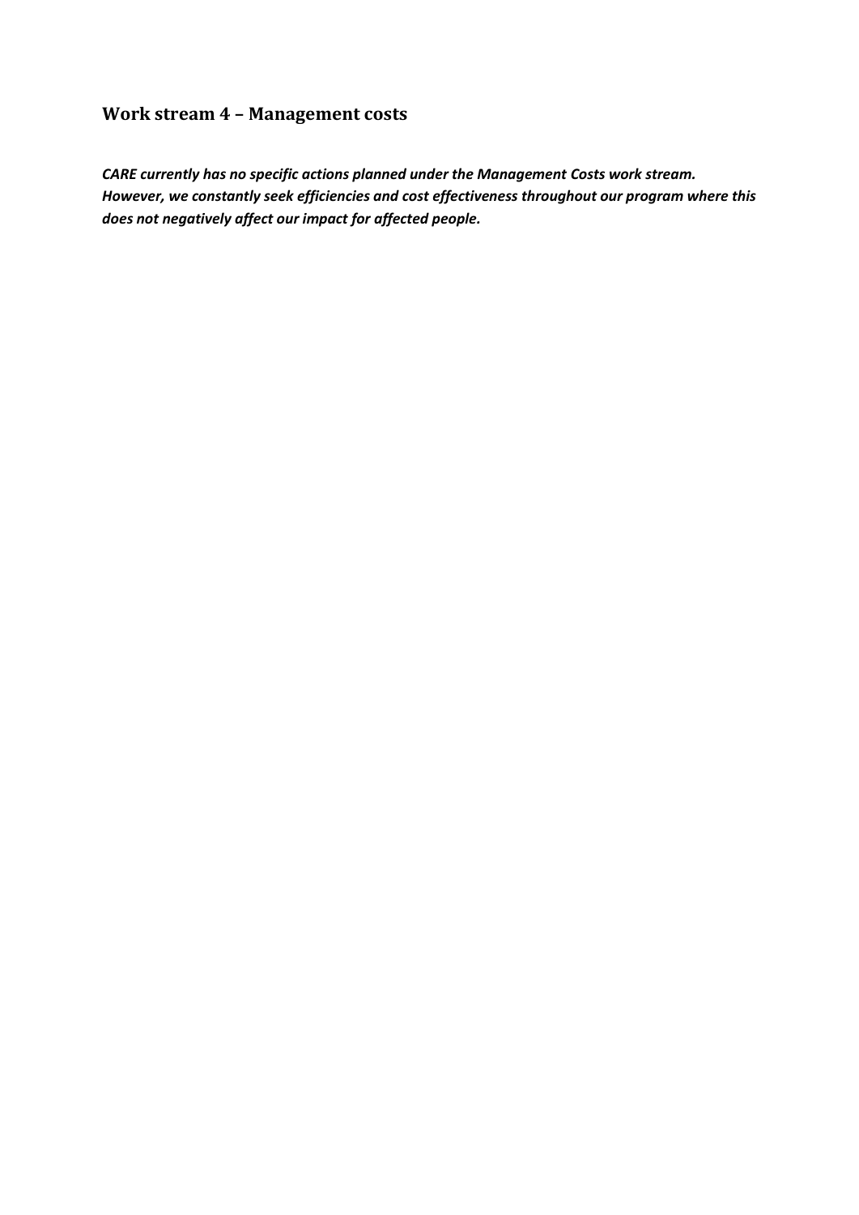## Work stream 4 – Management costs

***CARE currently has no specific actions planned under the Management Costs work stream. However, we constantly seek efficiencies and cost effectiveness throughout our program where this does not negatively affect our impact for affected people.***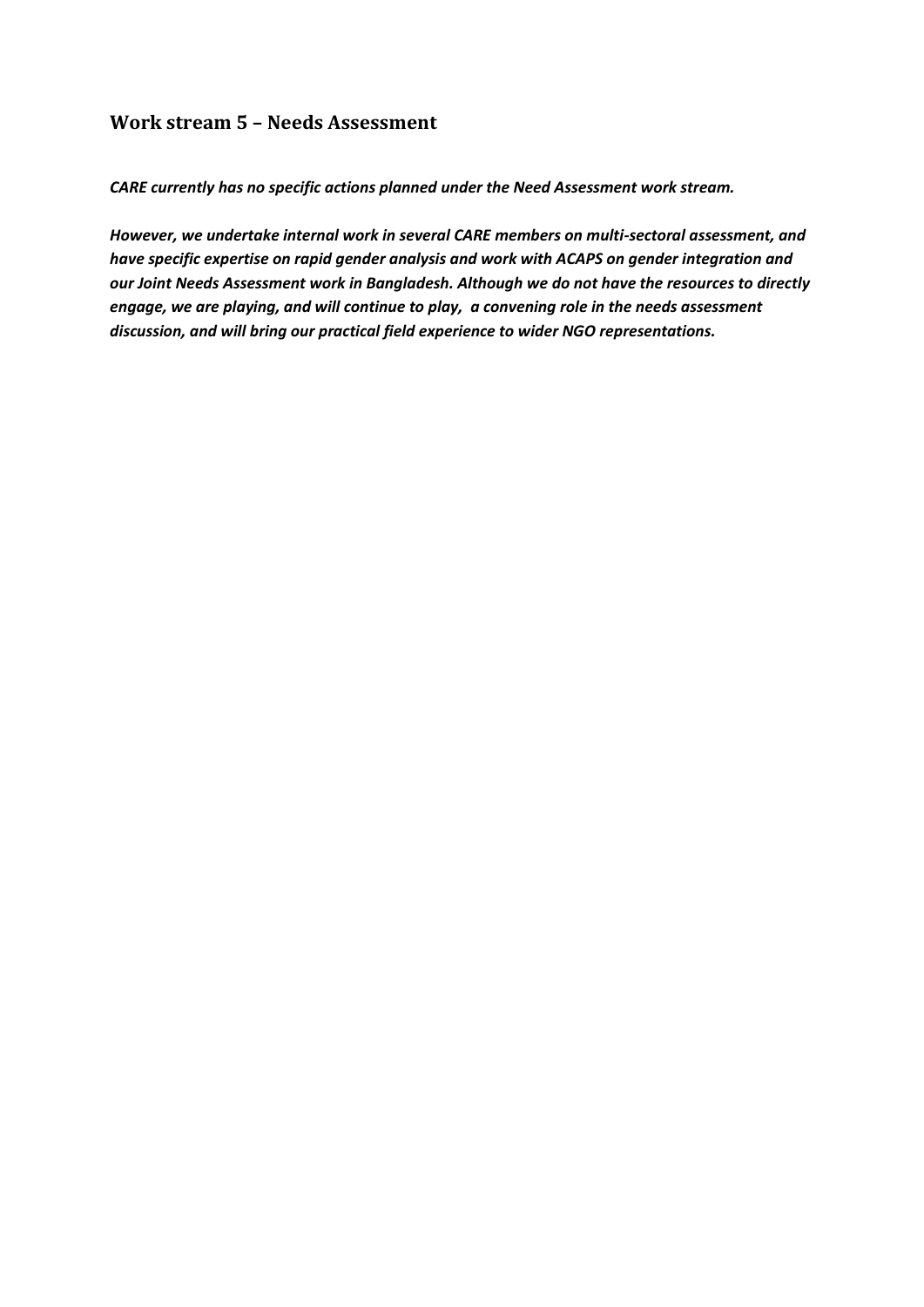## Work stream 5 – Needs Assessment

***CARE currently has no specific actions planned under the Need Assessment work stream.***

***However, we undertake internal work in several CARE members on multi-sectoral assessment, and have specific expertise on rapid gender analysis and work with ACAPS on gender integration and our Joint Needs Assessment work in Bangladesh. Although we do not have the resources to directly engage, we are playing, and will continue to play, a convening role in the needs assessment discussion, and will bring our practical field experience to wider NGO representations.***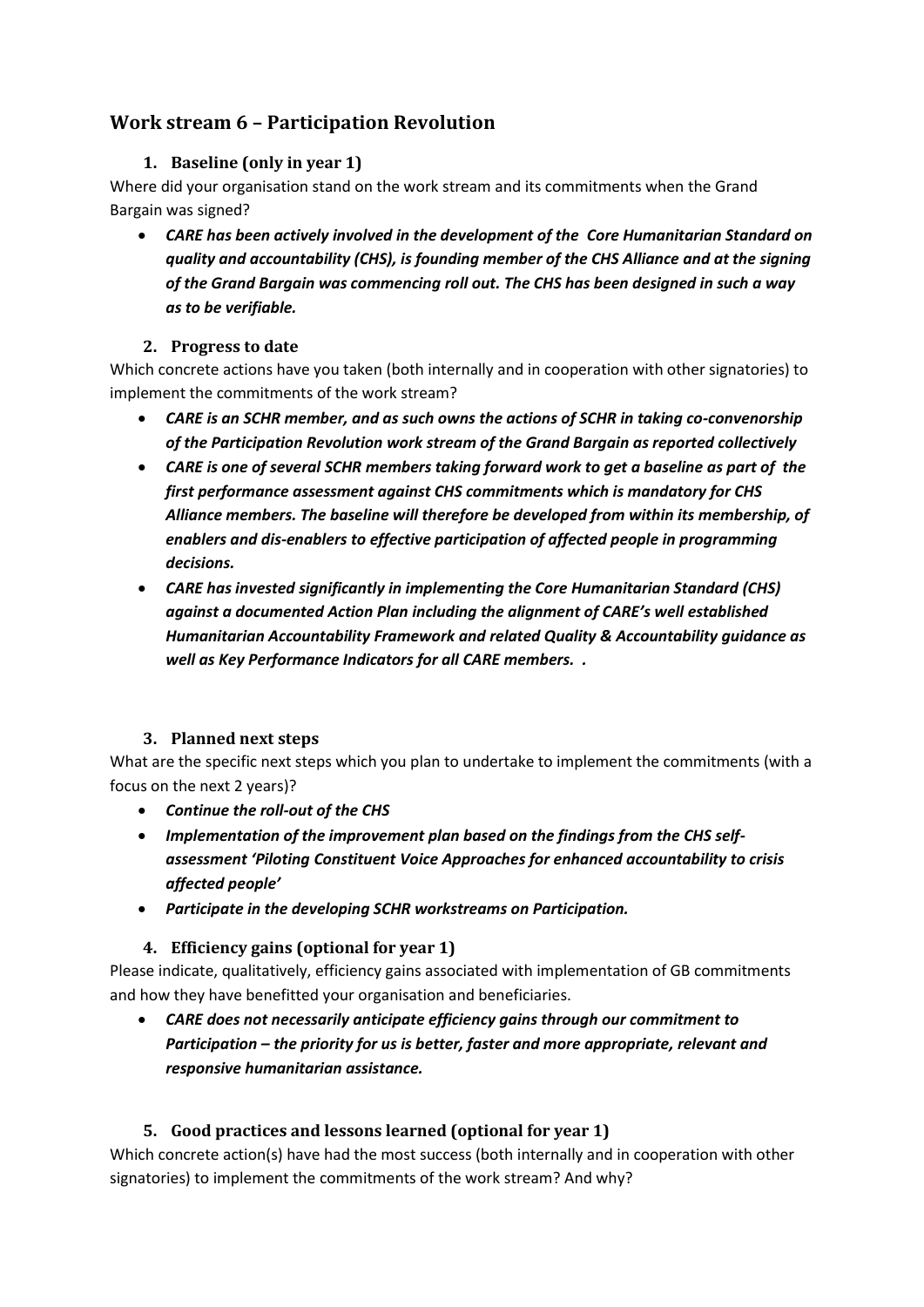## Work stream 6 – Participation Revolution

### 1. Baseline (only in year 1)

Where did your organisation stand on the work stream and its commitments when the Grand Bargain was signed?

- ***CARE has been actively involved in the development of the Core Humanitarian Standard on quality and accountability (CHS), is founding member of the CHS Alliance and at the signing of the Grand Bargain was commencing roll out. The CHS has been designed in such a way as to be verifiable.***

### 2. Progress to date

Which concrete actions have you taken (both internally and in cooperation with other signatories) to implement the commitments of the work stream?

- ***CARE is an SCHR member, and as such owns the actions of SCHR in taking co-convenorship of the Participation Revolution work stream of the Grand Bargain as reported collectively***
- ***CARE is one of several SCHR members taking forward work to get a baseline as part of the first performance assessment against CHS commitments which is mandatory for CHS Alliance members. The baseline will therefore be developed from within its membership, of enablers and dis-enablers to effective participation of affected people in programming decisions.***
- ***CARE has invested significantly in implementing the Core Humanitarian Standard (CHS) against a documented Action Plan including the alignment of CARE's well established Humanitarian Accountability Framework and related Quality & Accountability guidance as well as Key Performance Indicators for all CARE members. .***

### 3. Planned next steps

What are the specific next steps which you plan to undertake to implement the commitments (with a focus on the next 2 years)?

- ***Continue the roll-out of the CHS***
- ***Implementation of the improvement plan based on the findings from the CHS self-assessment 'Piloting Constituent Voice Approaches for enhanced accountability to crisis affected people'***
- ***Participate in the developing SCHR workstreams on Participation.***

### 4. Efficiency gains (optional for year 1)

Please indicate, qualitatively, efficiency gains associated with implementation of GB commitments and how they have benefitted your organisation and beneficiaries.

- ***CARE does not necessarily anticipate efficiency gains through our commitment to Participation – the priority for us is better, faster and more appropriate, relevant and responsive humanitarian assistance.***

### 5. Good practices and lessons learned (optional for year 1)

Which concrete action(s) have had the most success (both internally and in cooperation with other signatories) to implement the commitments of the work stream? And why?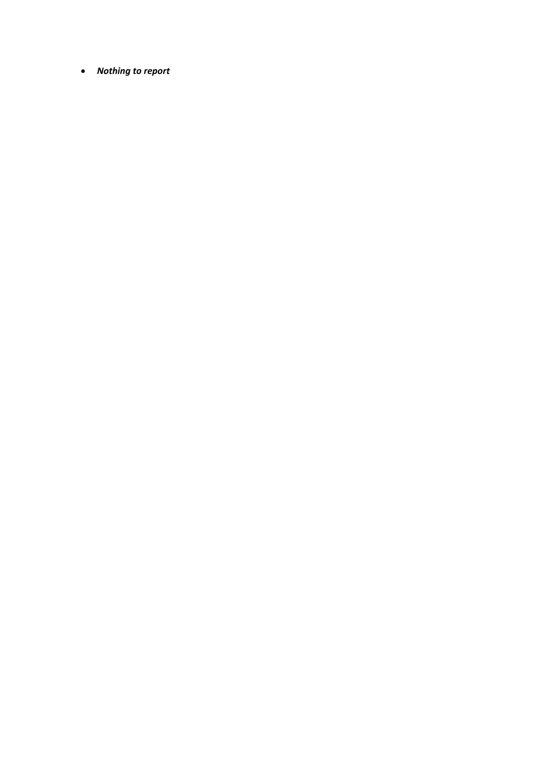- ***Nothing to report***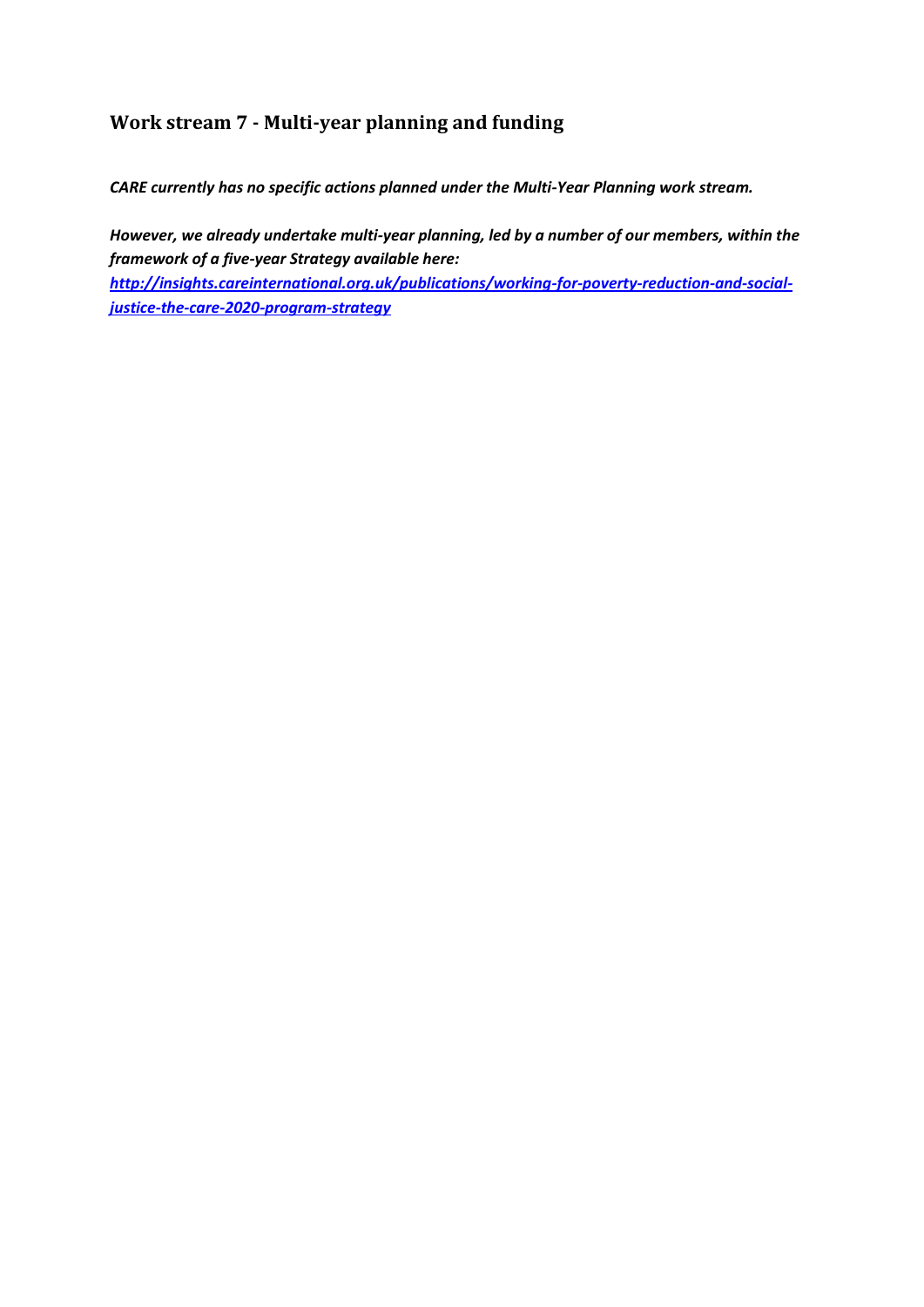## Work stream 7 - Multi-year planning and funding

***CARE currently has no specific actions planned under the Multi-Year Planning work stream.***

***However, we already undertake multi-year planning, led by a number of our members, within the framework of a five-year Strategy available here: [http://insights.careinternational.org.uk/publications/working-for-poverty-reduction-and-social-justice-the-care-2020-program-strategy](http://insights.careinternational.org.uk/publications/working-for-poverty-reduction-and-social-justice-the-care-2020-program-strategy)***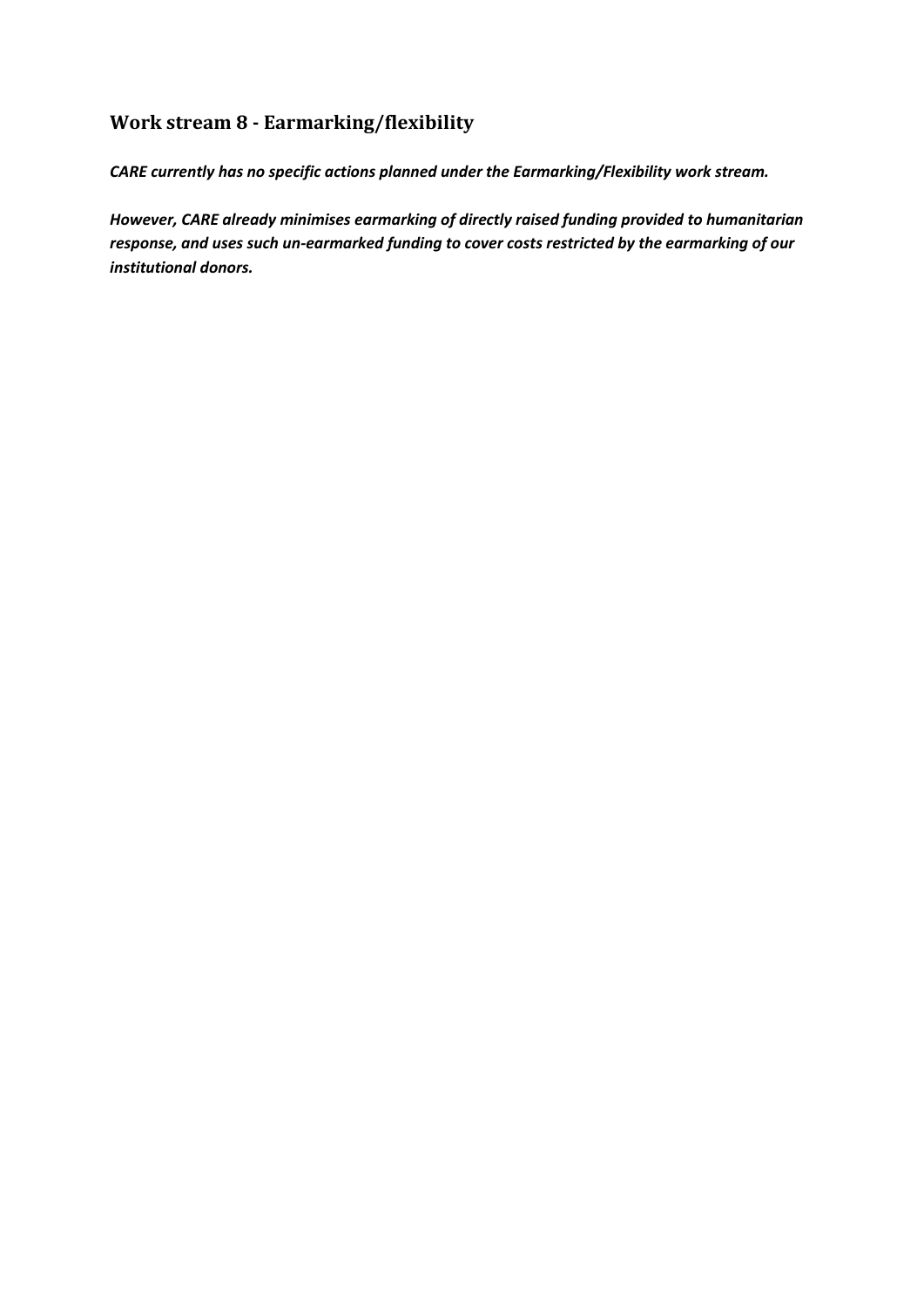## Work stream 8 - Earmarking/flexibility

***CARE currently has no specific actions planned under the Earmarking/Flexibility work stream.***

***However, CARE already minimises earmarking of directly raised funding provided to humanitarian response, and uses such un-earmarked funding to cover costs restricted by the earmarking of our institutional donors.***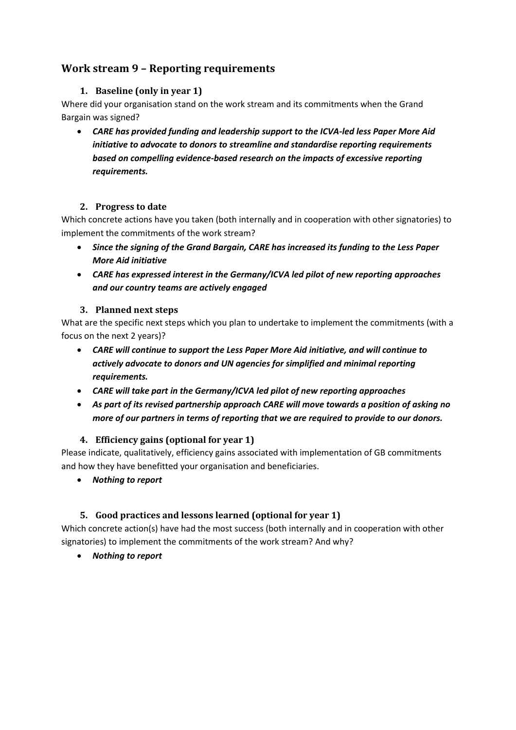## Work stream 9 – Reporting requirements

### 1. Baseline (only in year 1)

Where did your organisation stand on the work stream and its commitments when the Grand Bargain was signed?

- ***CARE has provided funding and leadership support to the ICVA-led less Paper More Aid initiative to advocate to donors to streamline and standardise reporting requirements based on compelling evidence-based research on the impacts of excessive reporting requirements.***

### 2. Progress to date

Which concrete actions have you taken (both internally and in cooperation with other signatories) to implement the commitments of the work stream?

- ***Since the signing of the Grand Bargain, CARE has increased its funding to the Less Paper More Aid initiative***
- ***CARE has expressed interest in the Germany/ICVA led pilot of new reporting approaches and our country teams are actively engaged***

### 3. Planned next steps

What are the specific next steps which you plan to undertake to implement the commitments (with a focus on the next 2 years)?

- ***CARE will continue to support the Less Paper More Aid initiative, and will continue to actively advocate to donors and UN agencies for simplified and minimal reporting requirements.***
- ***CARE will take part in the Germany/ICVA led pilot of new reporting approaches***
- ***As part of its revised partnership approach CARE will move towards a position of asking no more of our partners in terms of reporting that we are required to provide to our donors.***

### 4. Efficiency gains (optional for year 1)

Please indicate, qualitatively, efficiency gains associated with implementation of GB commitments and how they have benefitted your organisation and beneficiaries.

- ***Nothing to report***

### 5. Good practices and lessons learned (optional for year 1)

Which concrete action(s) have had the most success (both internally and in cooperation with other signatories) to implement the commitments of the work stream? And why?

- ***Nothing to report***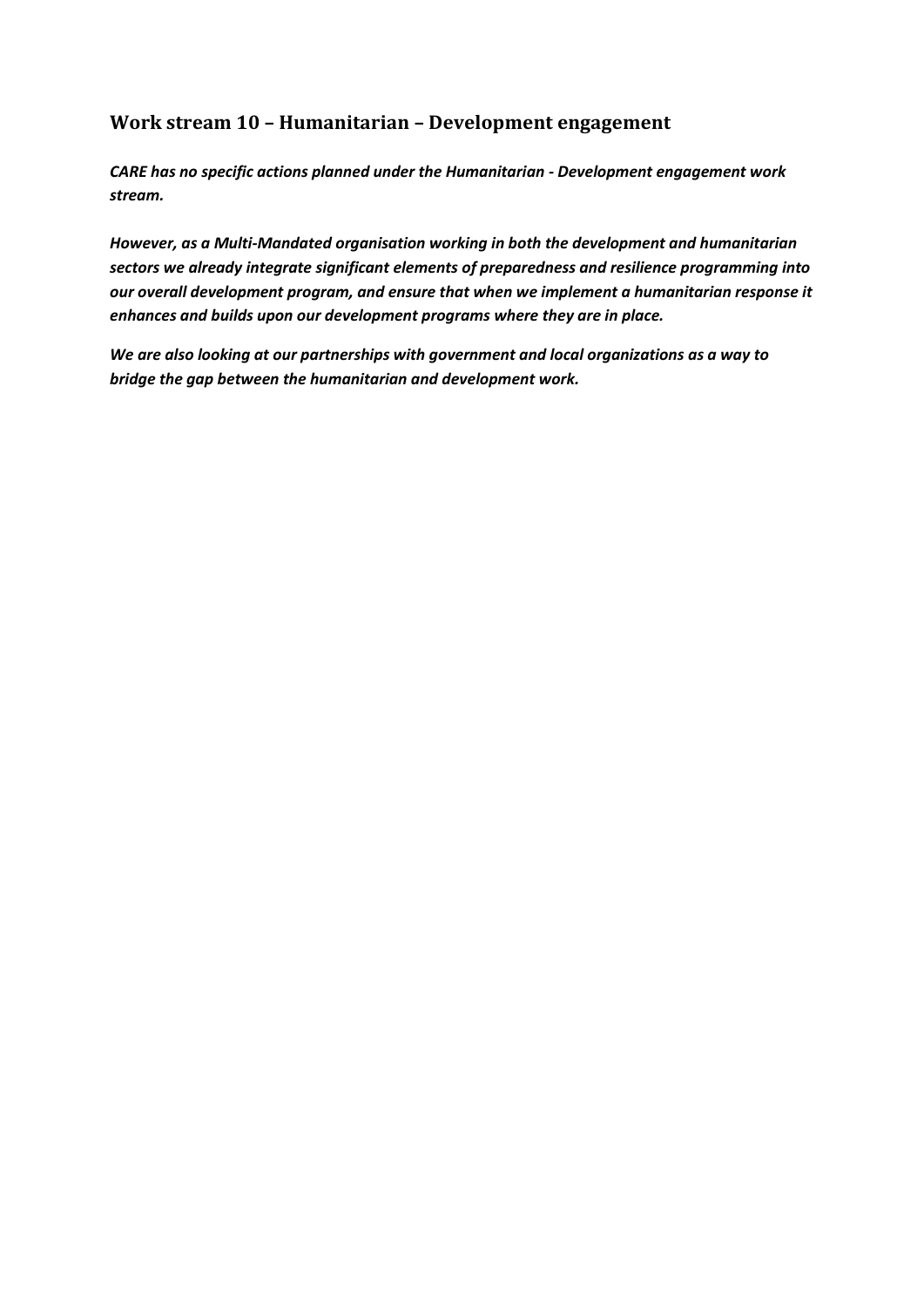## Work stream 10 – Humanitarian – Development engagement

***CARE has no specific actions planned under the Humanitarian - Development engagement work stream.***

***However, as a Multi-Mandated organisation working in both the development and humanitarian sectors we already integrate significant elements of preparedness and resilience programming into our overall development program, and ensure that when we implement a humanitarian response it enhances and builds upon our development programs where they are in place.***

***We are also looking at our partnerships with government and local organizations as a way to bridge the gap between the humanitarian and development work.***